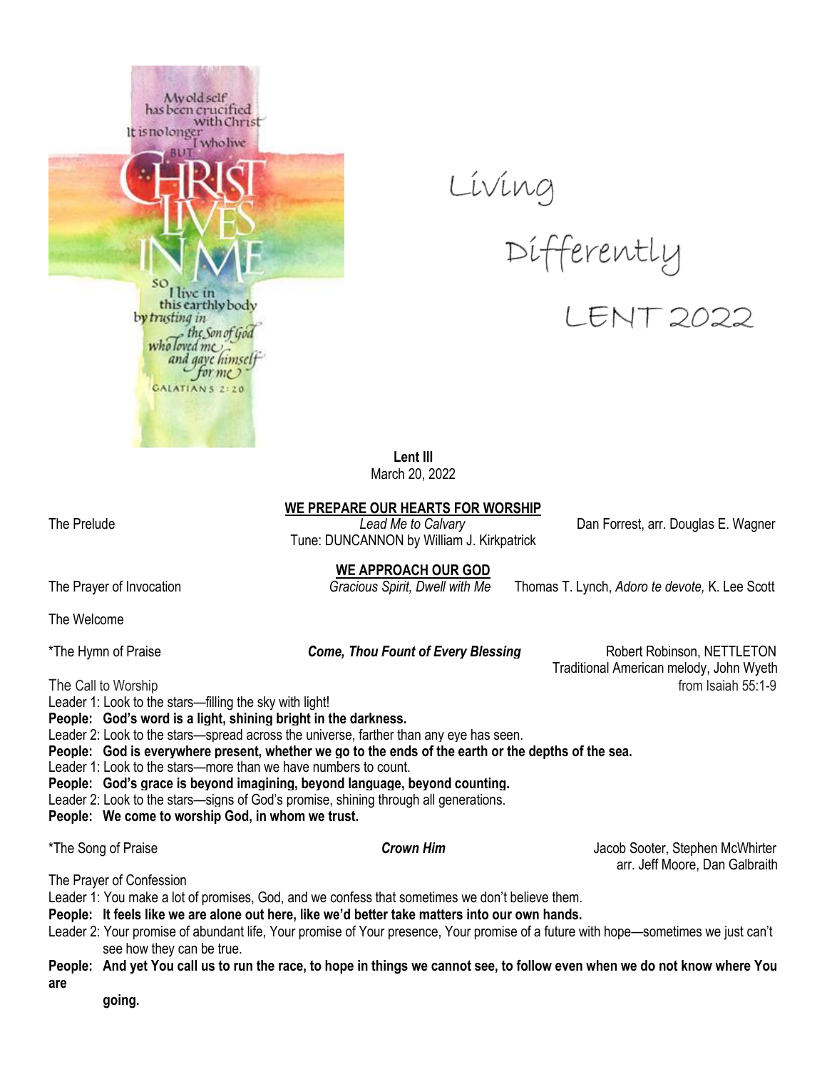My old self has been crucified with Christ. It is no longer I who live BUT CHRIST LIVES IN ME so I live in this earthly body by trusting in the Son of God who loved me and gave himself for me GALATIANS 2:20

Living Differently

LENT 2022

**Lent III**
March 20, 2022

## WE PREPARE OUR HEARTS FOR WORSHIP

The Prelude — *Lead Me to Calvary* — Dan Forrest, arr. Douglas E. Wagner
Tune: DUNCANNON by William J. Kirkpatrick

## WE APPROACH OUR GOD

The Prayer of Invocation — *Gracious Spirit, Dwell with Me* — Thomas T. Lynch, *Adoro te devote,* K. Lee Scott

The Welcome

*The Hymn of Praise — ***Come, Thou Fount of Every Blessing*** — Robert Robinson, NETTLETON
Traditional American melody, John Wyeth

The Call to Worship — from Isaiah 55:1-9

Leader 1: Look to the stars—filling the sky with light!
**People: God's word is a light, shining bright in the darkness.**
Leader 2: Look to the stars—spread across the universe, farther than any eye has seen.
**People: God is everywhere present, whether we go to the ends of the earth or the depths of the sea.**
Leader 1: Look to the stars—more than we have numbers to count.
**People: God's grace is beyond imagining, beyond language, beyond counting.**
Leader 2: Look to the stars—signs of God's promise, shining through all generations.
**People: We come to worship God, in whom we trust.**

*The Song of Praise — ***Crown Him*** — Jacob Sooter, Stephen McWhirter
arr. Jeff Moore, Dan Galbraith

The Prayer of Confession

Leader 1: You make a lot of promises, God, and we confess that sometimes we don't believe them.
**People: It feels like we are alone out here, like we'd better take matters into our own hands.**
Leader 2: Your promise of abundant life, Your promise of Your presence, Your promise of a future with hope—sometimes we just can't see how they can be true.
**People: And yet You call us to run the race, to hope in things we cannot see, to follow even when we do not know where You are going.**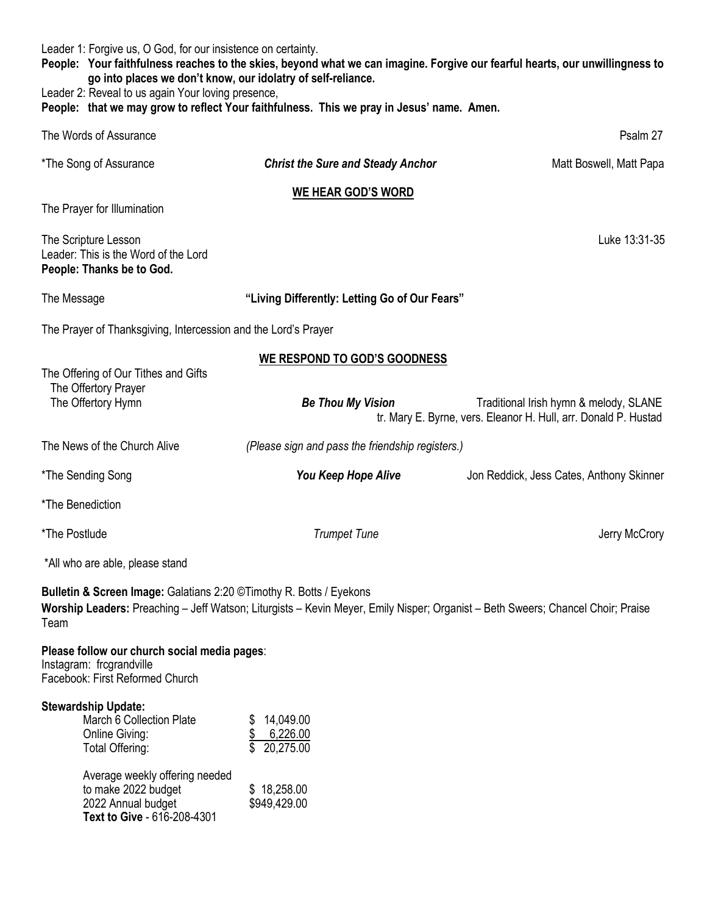Leader 1: Forgive us, O God, for our insistence on certainty.
**People: Your faithfulness reaches to the skies, beyond what we can imagine. Forgive our fearful hearts, our unwillingness to go into places we don't know, our idolatry of self-reliance.**
Leader 2: Reveal to us again Your loving presence,
**People: that we may grow to reflect Your faithfulness. This we pray in Jesus' name. Amen.**

The Words of Assurance — Psalm 27

*The Song of Assurance — ***Christ the Sure and Steady Anchor*** — Matt Boswell, Matt Papa

## WE HEAR GOD'S WORD

The Prayer for Illumination

The Scripture Lesson — Luke 13:31-35
Leader: This is the Word of the Lord
**People: Thanks be to God.**

The Message — **"Living Differently: Letting Go of Our Fears"**

The Prayer of Thanksgiving, Intercession and the Lord's Prayer

## WE RESPOND TO GOD'S GOODNESS

The Offering of Our Tithes and Gifts
The Offertory Prayer
The Offertory Hymn — ***Be Thou My Vision*** — Traditional Irish hymn & melody, SLANE
tr. Mary E. Byrne, vers. Eleanor H. Hull, arr. Donald P. Hustad

The News of the Church Alive — *(Please sign and pass the friendship registers.)*

*The Sending Song — ***You Keep Hope Alive*** — Jon Reddick, Jess Cates, Anthony Skinner

*The Benediction

*The Postlude — *Trumpet Tune* — Jerry McCrory

*All who are able, please stand

**Bulletin & Screen Image:** Galatians 2:20 ©Timothy R. Botts / Eyekons
**Worship Leaders:** Preaching – Jeff Watson; Liturgists – Kevin Meyer, Emily Nisper; Organist – Beth Sweers; Chancel Choir; Praise Team

**Please follow our church social media pages**:
Instagram: frcgrandville
Facebook: First Reformed Church

**Stewardship Update:**

| | |
|---|---|
| March 6 Collection Plate | $ 14,049.00 |
| Online Giving: | $ 6,226.00 |
| Total Offering: | $ 20,275.00 |
| Average weekly offering needed to make 2022 budget | $ 18,258.00 |
| 2022 Annual budget | $949,429.00 |

**Text to Give** - 616-208-4301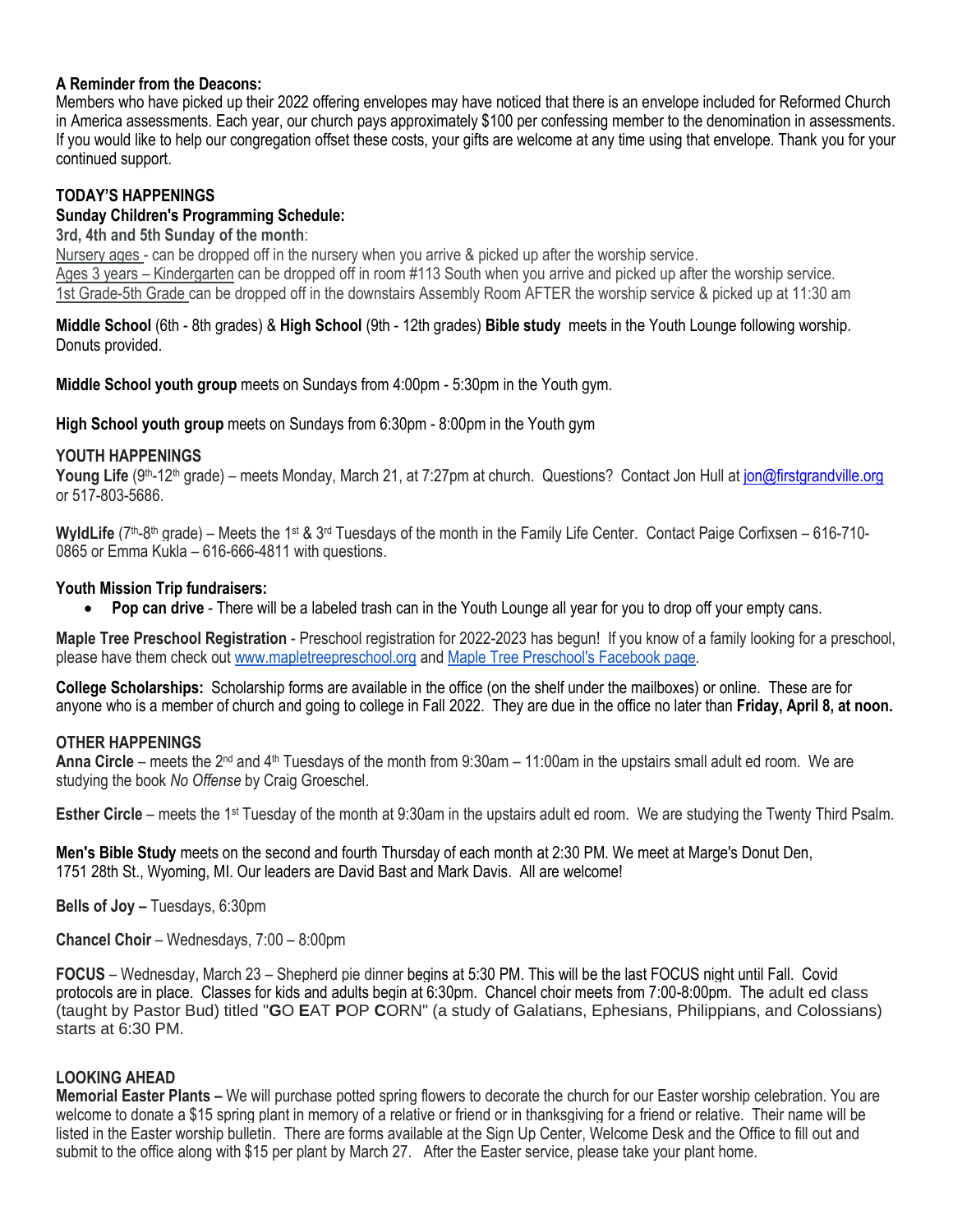**A Reminder from the Deacons:**
Members who have picked up their 2022 offering envelopes may have noticed that there is an envelope included for Reformed Church in America assessments. Each year, our church pays approximately $100 per confessing member to the denomination in assessments. If you would like to help our congregation offset these costs, your gifts are welcome at any time using that envelope. Thank you for your continued support.

**TODAY'S HAPPENINGS**

**Sunday Children's Programming Schedule:**

**3rd, 4th and 5th Sunday of the month**:

Nursery ages - can be dropped off in the nursery when you arrive & picked up after the worship service.
Ages 3 years – Kindergarten can be dropped off in room #113 South when you arrive and picked up after the worship service.
1st Grade-5th Grade can be dropped off in the downstairs Assembly Room AFTER the worship service & picked up at 11:30 am

**Middle School** (6th - 8th grades) & **High School** (9th - 12th grades) **Bible study** meets in the Youth Lounge following worship. Donuts provided.

**Middle School youth group** meets on Sundays from 4:00pm - 5:30pm in the Youth gym.

**High School youth group** meets on Sundays from 6:30pm - 8:00pm in the Youth gym

**YOUTH HAPPENINGS**

**Young Life** (9th-12th grade) – meets Monday, March 21, at 7:27pm at church. Questions? Contact Jon Hull at jon@firstgrandville.org or 517-803-5686.

**WyldLife** (7th-8th grade) – Meets the 1st & 3rd Tuesdays of the month in the Family Life Center. Contact Paige Corfixsen – 616-710-0865 or Emma Kukla – 616-666-4811 with questions.

**Youth Mission Trip fundraisers:**

- **Pop can drive** - There will be a labeled trash can in the Youth Lounge all year for you to drop off your empty cans.

**Maple Tree Preschool Registration** - Preschool registration for 2022-2023 has begun! If you know of a family looking for a preschool, please have them check out www.mapletreepreschool.org and Maple Tree Preschool's Facebook page.

**College Scholarships:** Scholarship forms are available in the office (on the shelf under the mailboxes) or online. These are for anyone who is a member of church and going to college in Fall 2022. They are due in the office no later than **Friday, April 8, at noon.**

**OTHER HAPPENINGS**

**Anna Circle** – meets the 2nd and 4th Tuesdays of the month from 9:30am – 11:00am in the upstairs small adult ed room. We are studying the book *No Offense* by Craig Groeschel.

**Esther Circle** – meets the 1st Tuesday of the month at 9:30am in the upstairs adult ed room. We are studying the Twenty Third Psalm.

**Men's Bible Study** meets on the second and fourth Thursday of each month at 2:30 PM. We meet at Marge's Donut Den, 1751 28th St., Wyoming, MI. Our leaders are David Bast and Mark Davis. All are welcome!

**Bells of Joy –** Tuesdays, 6:30pm

**Chancel Choir** – Wednesdays, 7:00 – 8:00pm

**FOCUS** – Wednesday, March 23 – Shepherd pie dinner begins at 5:30 PM. This will be the last FOCUS night until Fall. Covid protocols are in place. Classes for kids and adults begin at 6:30pm. Chancel choir meets from 7:00-8:00pm. The adult ed class (taught by Pastor Bud) titled "**G**O **E**AT **P**OP **C**ORN" (a study of Galatians, Ephesians, Philippians, and Colossians) starts at 6:30 PM.

**LOOKING AHEAD**

**Memorial Easter Plants –** We will purchase potted spring flowers to decorate the church for our Easter worship celebration. You are welcome to donate a $15 spring plant in memory of a relative or friend or in thanksgiving for a friend or relative. Their name will be listed in the Easter worship bulletin. There are forms available at the Sign Up Center, Welcome Desk and the Office to fill out and submit to the office along with $15 per plant by March 27. After the Easter service, please take your plant home.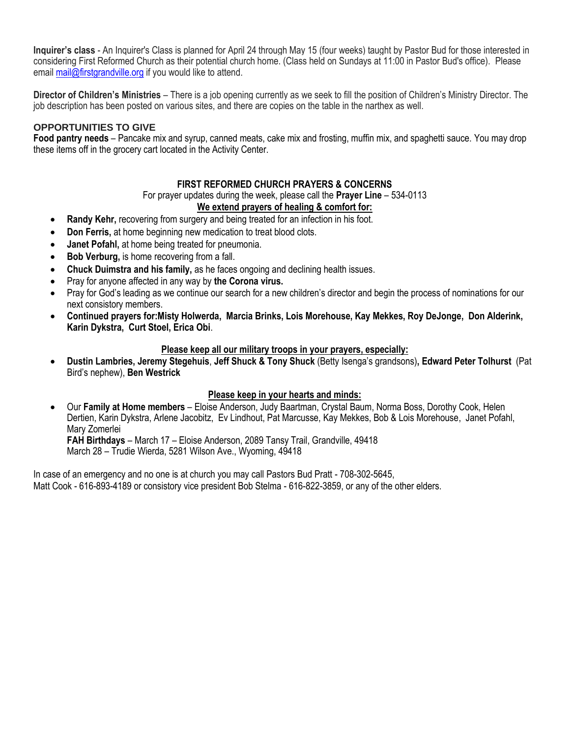**Inquirer's class** - An Inquirer's Class is planned for April 24 through May 15 (four weeks) taught by Pastor Bud for those interested in considering First Reformed Church as their potential church home. (Class held on Sundays at 11:00 in Pastor Bud's office). Please email mail@firstgrandville.org if you would like to attend.

**Director of Children's Ministries** – There is a job opening currently as we seek to fill the position of Children's Ministry Director. The job description has been posted on various sites, and there are copies on the table in the narthex as well.

## OPPORTUNITIES TO GIVE

**Food pantry needs** – Pancake mix and syrup, canned meats, cake mix and frosting, muffin mix, and spaghetti sauce. You may drop these items off in the grocery cart located in the Activity Center.

### FIRST REFORMED CHURCH PRAYERS & CONCERNS

For prayer updates during the week, please call the **Prayer Line** – 534-0113

**We extend prayers of healing & comfort for:**

- **Randy Kehr,** recovering from surgery and being treated for an infection in his foot.
- **Don Ferris,** at home beginning new medication to treat blood clots.
- **Janet Pofahl,** at home being treated for pneumonia.
- **Bob Verburg,** is home recovering from a fall.
- **Chuck Duimstra and his family,** as he faces ongoing and declining health issues.
- Pray for anyone affected in any way by **the Corona virus.**
- Pray for God's leading as we continue our search for a new children's director and begin the process of nominations for our next consistory members.
- **Continued prayers for:Misty Holwerda, Marcia Brinks, Lois Morehouse, Kay Mekkes, Roy DeJonge, Don Alderink, Karin Dykstra, Curt Stoel, Erica Obi**.

**Please keep all our military troops in your prayers, especially:**

- **Dustin Lambries, Jeremy Stegehuis**, **Jeff Shuck & Tony Shuck** (Betty Isenga's grandsons)**, Edward Peter Tolhurst** (Pat Bird's nephew), **Ben Westrick**

**Please keep in your hearts and minds:**

- Our **Family at Home members** – Eloise Anderson, Judy Baartman, Crystal Baum, Norma Boss, Dorothy Cook, Helen Dertien, Karin Dykstra, Arlene Jacobitz, Ev Lindhout, Pat Marcusse, Kay Mekkes, Bob & Lois Morehouse, Janet Pofahl, Mary Zomerlei

  **FAH Birthdays** – March 17 – Eloise Anderson, 2089 Tansy Trail, Grandville, 49418
  March 28 – Trudie Wierda, 5281 Wilson Ave., Wyoming, 49418

In case of an emergency and no one is at church you may call Pastors Bud Pratt - 708-302-5645, Matt Cook - 616-893-4189 or consistory vice president Bob Stelma - 616-822-3859, or any of the other elders.